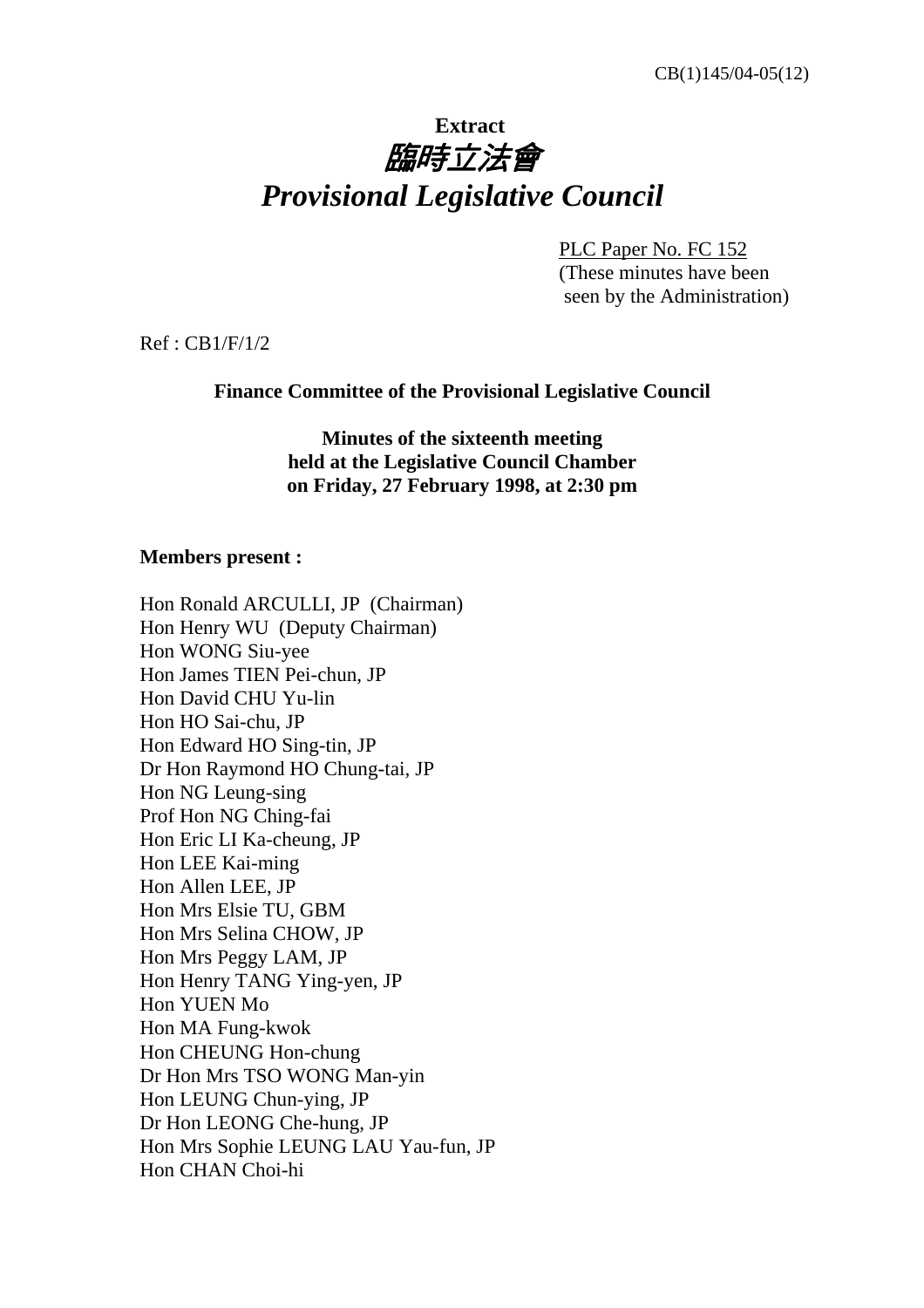CB(1)145/04-05(12)

**Extract**

# *臨時立法會*

# *Provisional Legislative Council*

PLC Paper No. FC 152
(These minutes have been seen by the Administration)

Ref : CB1/F/1/2

**Finance Committee of the Provisional Legislative Council**

**Minutes of the sixteenth meeting held at the Legislative Council Chamber on Friday, 27 February 1998, at 2:30 pm**

**Members present :**

Hon Ronald ARCULLI, JP (Chairman)
Hon Henry WU (Deputy Chairman)
Hon WONG Siu-yee
Hon James TIEN Pei-chun, JP
Hon David CHU Yu-lin
Hon HO Sai-chu, JP
Hon Edward HO Sing-tin, JP
Dr Hon Raymond HO Chung-tai, JP
Hon NG Leung-sing
Prof Hon NG Ching-fai
Hon Eric LI Ka-cheung, JP
Hon LEE Kai-ming
Hon Allen LEE, JP
Hon Mrs Elsie TU, GBM
Hon Mrs Selina CHOW, JP
Hon Mrs Peggy LAM, JP
Hon Henry TANG Ying-yen, JP
Hon YUEN Mo
Hon MA Fung-kwok
Hon CHEUNG Hon-chung
Dr Hon Mrs TSO WONG Man-yin
Hon LEUNG Chun-ying, JP
Dr Hon LEONG Che-hung, JP
Hon Mrs Sophie LEUNG LAU Yau-fun, JP
Hon CHAN Choi-hi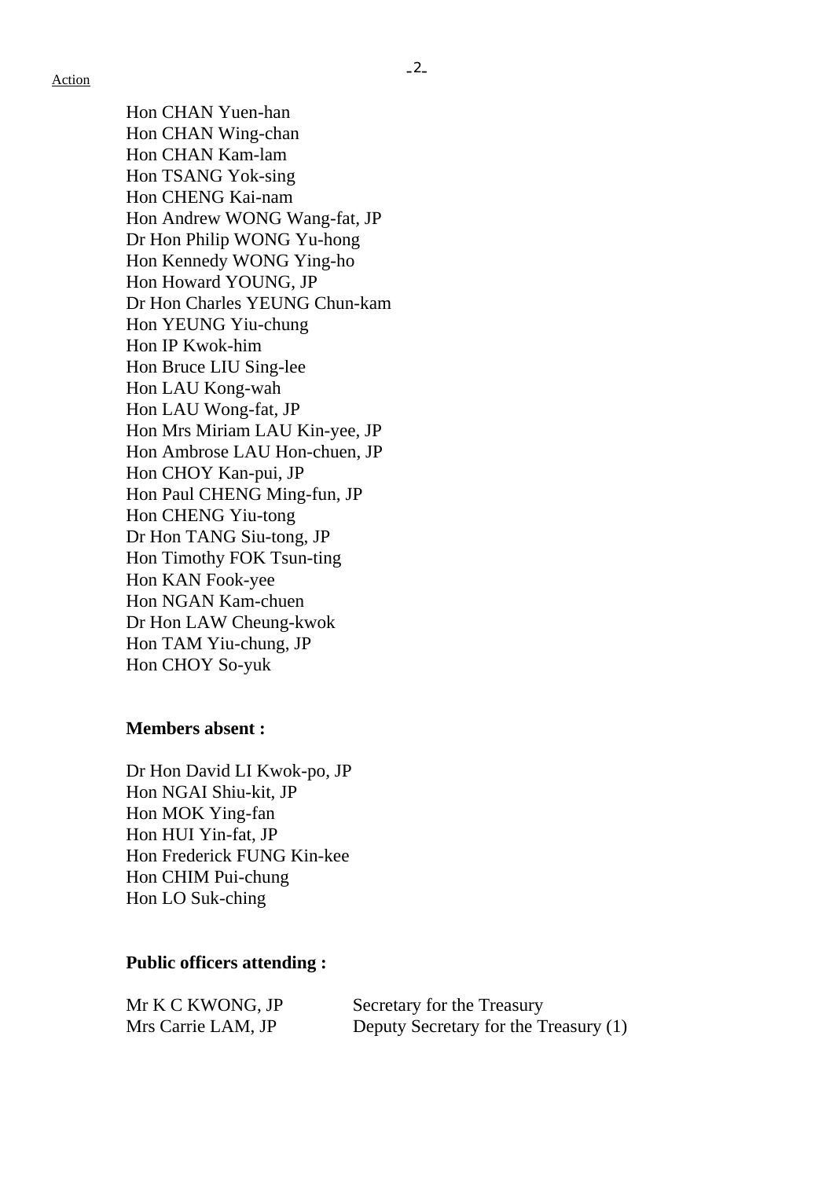Action

Hon CHAN Yuen-han
Hon CHAN Wing-chan
Hon CHAN Kam-lam
Hon TSANG Yok-sing
Hon CHENG Kai-nam
Hon Andrew WONG Wang-fat, JP
Dr Hon Philip WONG Yu-hong
Hon Kennedy WONG Ying-ho
Hon Howard YOUNG, JP
Dr Hon Charles YEUNG Chun-kam
Hon YEUNG Yiu-chung
Hon IP Kwok-him
Hon Bruce LIU Sing-lee
Hon LAU Kong-wah
Hon LAU Wong-fat, JP
Hon Mrs Miriam LAU Kin-yee, JP
Hon Ambrose LAU Hon-chuen, JP
Hon CHOY Kan-pui, JP
Hon Paul CHENG Ming-fun, JP
Hon CHENG Yiu-tong
Dr Hon TANG Siu-tong, JP
Hon Timothy FOK Tsun-ting
Hon KAN Fook-yee
Hon NGAN Kam-chuen
Dr Hon LAW Cheung-kwok
Hon TAM Yiu-chung, JP
Hon CHOY So-yuk

**Members absent :**

Dr Hon David LI Kwok-po, JP
Hon NGAI Shiu-kit, JP
Hon MOK Ying-fan
Hon HUI Yin-fat, JP
Hon Frederick FUNG Kin-kee
Hon CHIM Pui-chung
Hon LO Suk-ching

**Public officers attending :**

| | |
|---|---|
| Mr K C KWONG, JP | Secretary for the Treasury |
| Mrs Carrie LAM, JP | Deputy Secretary for the Treasury (1) |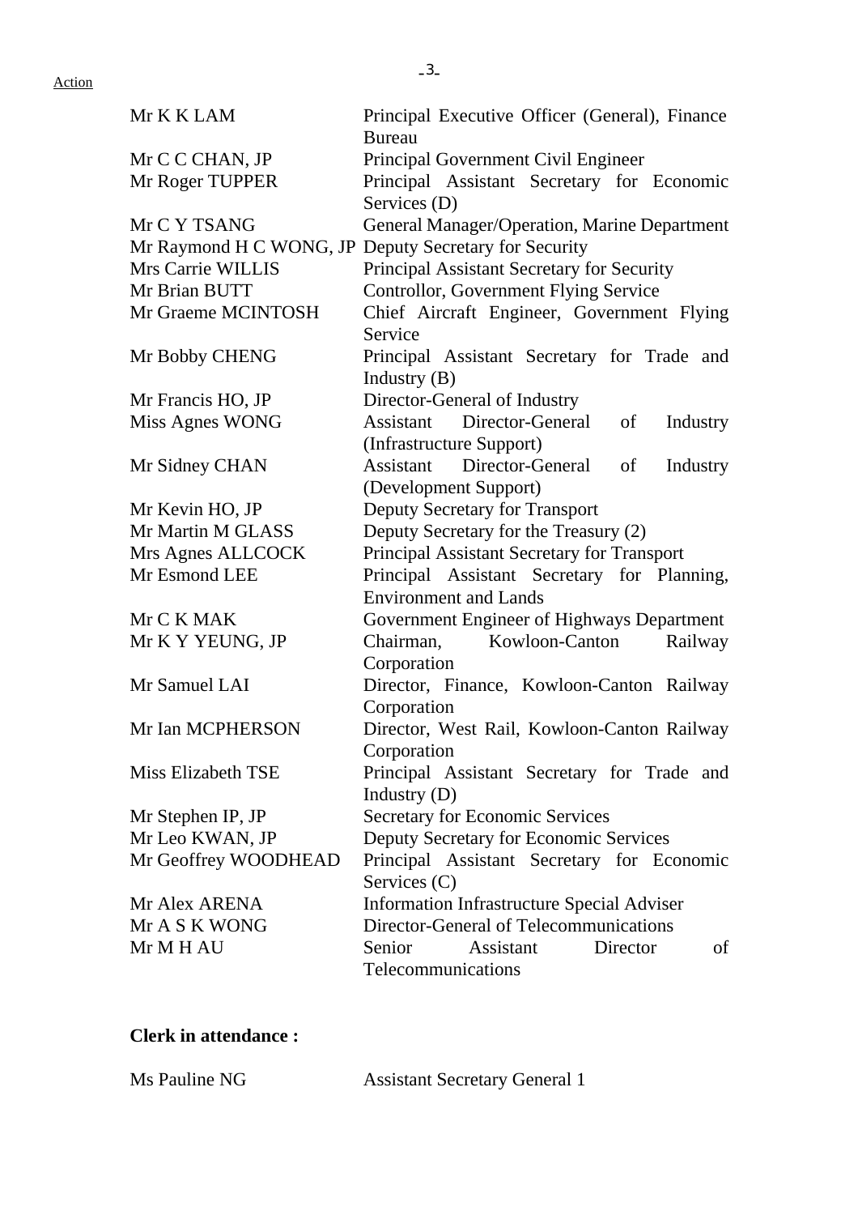Action

| | |
|---|---|
| Mr K K LAM | Principal Executive Officer (General), Finance Bureau |
| Mr C C CHAN, JP | Principal Government Civil Engineer |
| Mr Roger TUPPER | Principal Assistant Secretary for Economic Services (D) |
| Mr C Y TSANG | General Manager/Operation, Marine Department |
| Mr Raymond H C WONG, JP | Deputy Secretary for Security |
| Mrs Carrie WILLIS | Principal Assistant Secretary for Security |
| Mr Brian BUTT | Controllor, Government Flying Service |
| Mr Graeme MCINTOSH | Chief Aircraft Engineer, Government Flying Service |
| Mr Bobby CHENG | Principal Assistant Secretary for Trade and Industry (B) |
| Mr Francis HO, JP | Director-General of Industry |
| Miss Agnes WONG | Assistant Director-General of Industry (Infrastructure Support) |
| Mr Sidney CHAN | Assistant Director-General of Industry (Development Support) |
| Mr Kevin HO, JP | Deputy Secretary for Transport |
| Mr Martin M GLASS | Deputy Secretary for the Treasury (2) |
| Mrs Agnes ALLCOCK | Principal Assistant Secretary for Transport |
| Mr Esmond LEE | Principal Assistant Secretary for Planning, Environment and Lands |
| Mr C K MAK | Government Engineer of Highways Department |
| Mr K Y YEUNG, JP | Chairman, Kowloon-Canton Railway Corporation |
| Mr Samuel LAI | Director, Finance, Kowloon-Canton Railway Corporation |
| Mr Ian MCPHERSON | Director, West Rail, Kowloon-Canton Railway Corporation |
| Miss Elizabeth TSE | Principal Assistant Secretary for Trade and Industry (D) |
| Mr Stephen IP, JP | Secretary for Economic Services |
| Mr Leo KWAN, JP | Deputy Secretary for Economic Services |
| Mr Geoffrey WOODHEAD | Principal Assistant Secretary for Economic Services (C) |
| Mr Alex ARENA | Information Infrastructure Special Adviser |
| Mr A S K WONG | Director-General of Telecommunications |
| Mr M H AU | Senior Assistant Director of Telecommunications |

**Clerk in attendance :**

| | |
|---|---|
| Ms Pauline NG | Assistant Secretary General 1 |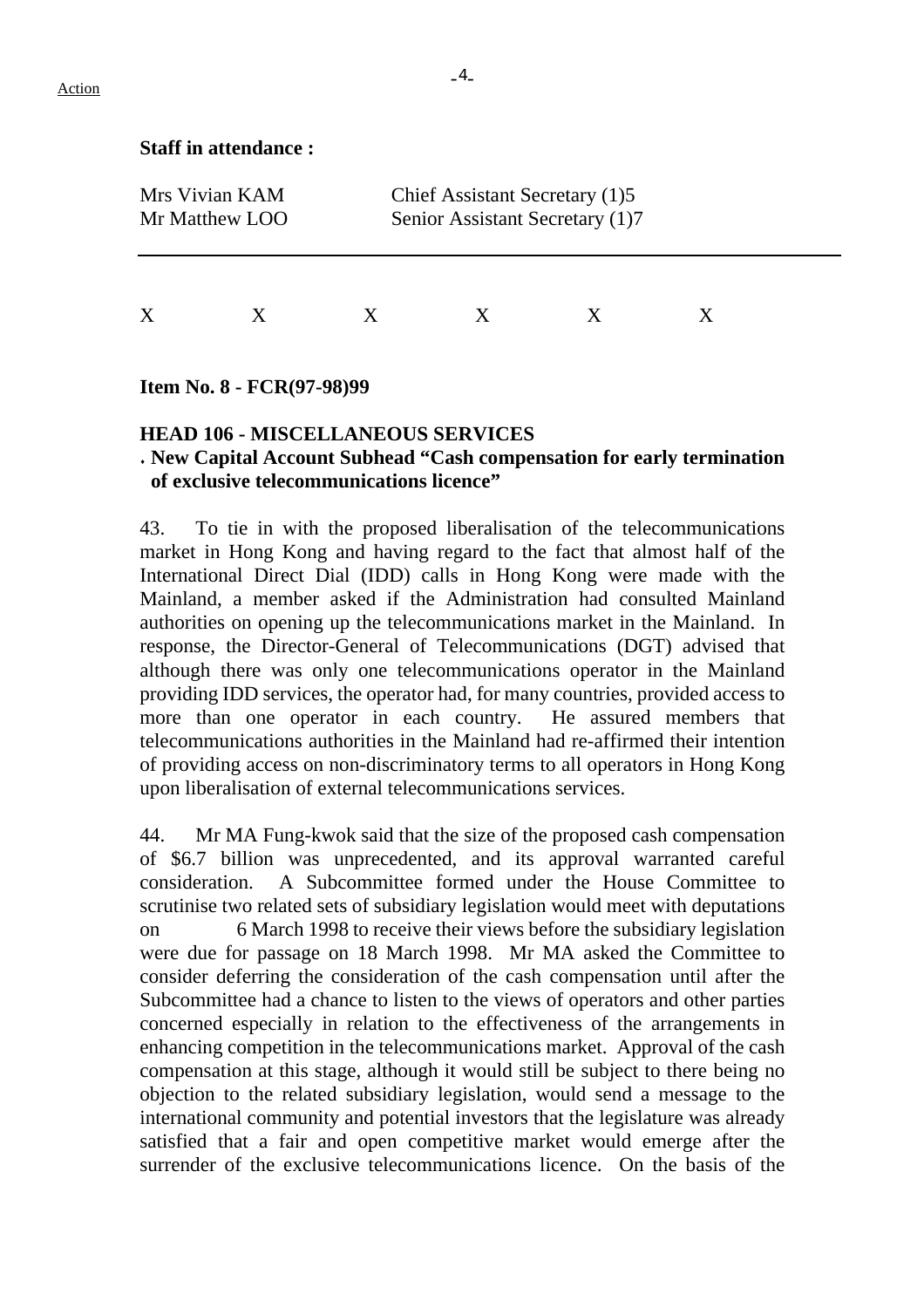Action

**Staff in attendance :**

| | |
|---|---|
| Mrs Vivian KAM | Chief Assistant Secretary (1)5 |
| Mr Matthew LOO | Senior Assistant Secretary (1)7 |

---

X X X X X X

**Item No. 8 - FCR(97-98)99**

**HEAD 106 - MISCELLANEOUS SERVICES**

**. New Capital Account Subhead "Cash compensation for early termination of exclusive telecommunications licence"**

43. To tie in with the proposed liberalisation of the telecommunications market in Hong Kong and having regard to the fact that almost half of the International Direct Dial (IDD) calls in Hong Kong were made with the Mainland, a member asked if the Administration had consulted Mainland authorities on opening up the telecommunications market in the Mainland. In response, the Director-General of Telecommunications (DGT) advised that although there was only one telecommunications operator in the Mainland providing IDD services, the operator had, for many countries, provided access to more than one operator in each country. He assured members that telecommunications authorities in the Mainland had re-affirmed their intention of providing access on non-discriminatory terms to all operators in Hong Kong upon liberalisation of external telecommunications services.

44. Mr MA Fung-kwok said that the size of the proposed cash compensation of $6.7 billion was unprecedented, and its approval warranted careful consideration. A Subcommittee formed under the House Committee to scrutinise two related sets of subsidiary legislation would meet with deputations on 6 March 1998 to receive their views before the subsidiary legislation were due for passage on 18 March 1998. Mr MA asked the Committee to consider deferring the consideration of the cash compensation until after the Subcommittee had a chance to listen to the views of operators and other parties concerned especially in relation to the effectiveness of the arrangements in enhancing competition in the telecommunications market. Approval of the cash compensation at this stage, although it would still be subject to there being no objection to the related subsidiary legislation, would send a message to the international community and potential investors that the legislature was already satisfied that a fair and open competitive market would emerge after the surrender of the exclusive telecommunications licence. On the basis of the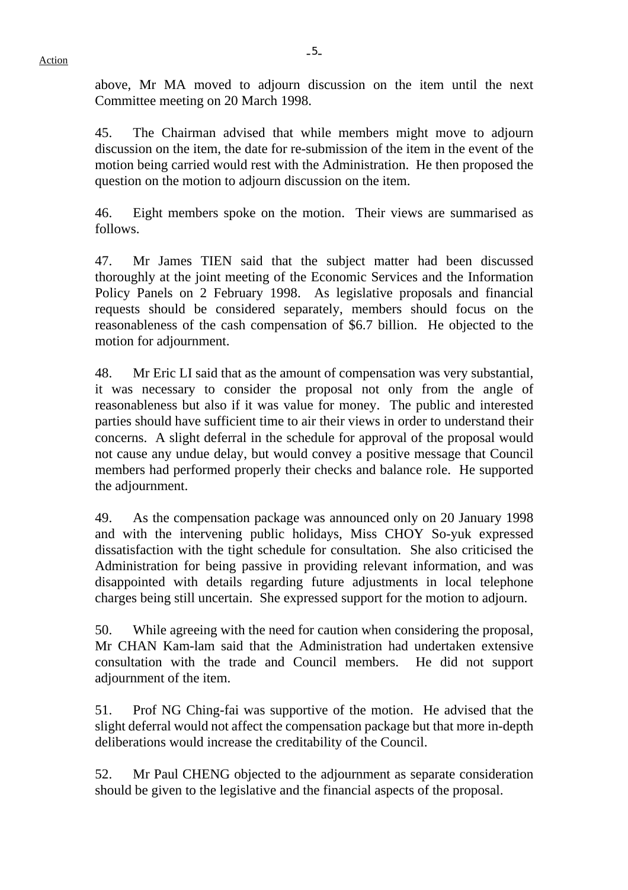above, Mr MA moved to adjourn discussion on the item until the next Committee meeting on 20 March 1998.

45. The Chairman advised that while members might move to adjourn discussion on the item, the date for re-submission of the item in the event of the motion being carried would rest with the Administration. He then proposed the question on the motion to adjourn discussion on the item.

46. Eight members spoke on the motion. Their views are summarised as follows.

47. Mr James TIEN said that the subject matter had been discussed thoroughly at the joint meeting of the Economic Services and the Information Policy Panels on 2 February 1998. As legislative proposals and financial requests should be considered separately, members should focus on the reasonableness of the cash compensation of $6.7 billion. He objected to the motion for adjournment.

48. Mr Eric LI said that as the amount of compensation was very substantial, it was necessary to consider the proposal not only from the angle of reasonableness but also if it was value for money. The public and interested parties should have sufficient time to air their views in order to understand their concerns. A slight deferral in the schedule for approval of the proposal would not cause any undue delay, but would convey a positive message that Council members had performed properly their checks and balance role. He supported the adjournment.

49. As the compensation package was announced only on 20 January 1998 and with the intervening public holidays, Miss CHOY So-yuk expressed dissatisfaction with the tight schedule for consultation. She also criticised the Administration for being passive in providing relevant information, and was disappointed with details regarding future adjustments in local telephone charges being still uncertain. She expressed support for the motion to adjourn.

50. While agreeing with the need for caution when considering the proposal, Mr CHAN Kam-lam said that the Administration had undertaken extensive consultation with the trade and Council members. He did not support adjournment of the item.

51. Prof NG Ching-fai was supportive of the motion. He advised that the slight deferral would not affect the compensation package but that more in-depth deliberations would increase the creditability of the Council.

52. Mr Paul CHENG objected to the adjournment as separate consideration should be given to the legislative and the financial aspects of the proposal.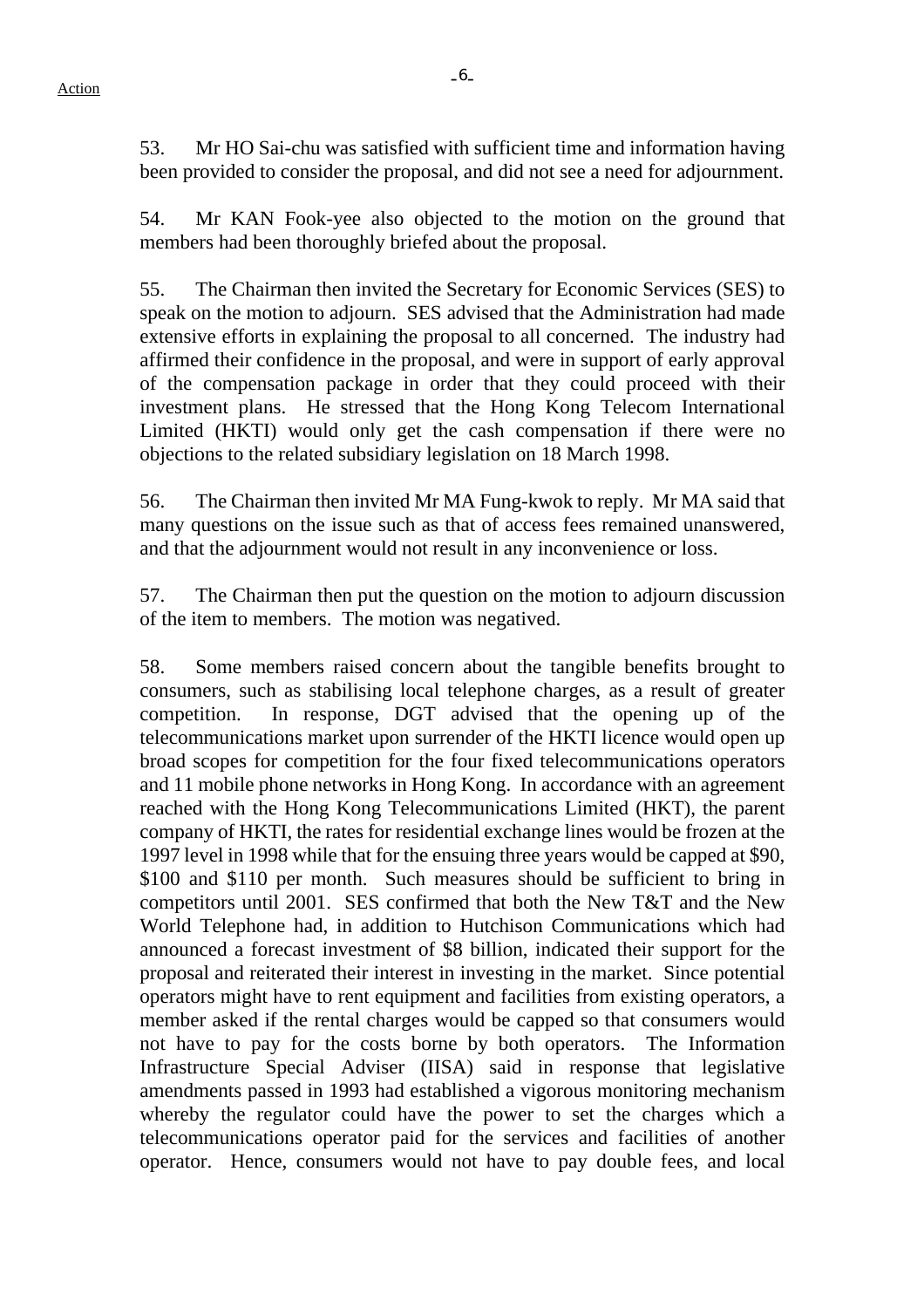53. Mr HO Sai-chu was satisfied with sufficient time and information having been provided to consider the proposal, and did not see a need for adjournment.

54. Mr KAN Fook-yee also objected to the motion on the ground that members had been thoroughly briefed about the proposal.

55. The Chairman then invited the Secretary for Economic Services (SES) to speak on the motion to adjourn. SES advised that the Administration had made extensive efforts in explaining the proposal to all concerned. The industry had affirmed their confidence in the proposal, and were in support of early approval of the compensation package in order that they could proceed with their investment plans. He stressed that the Hong Kong Telecom International Limited (HKTI) would only get the cash compensation if there were no objections to the related subsidiary legislation on 18 March 1998.

56. The Chairman then invited Mr MA Fung-kwok to reply. Mr MA said that many questions on the issue such as that of access fees remained unanswered, and that the adjournment would not result in any inconvenience or loss.

57. The Chairman then put the question on the motion to adjourn discussion of the item to members. The motion was negatived.

58. Some members raised concern about the tangible benefits brought to consumers, such as stabilising local telephone charges, as a result of greater competition. In response, DGT advised that the opening up of the telecommunications market upon surrender of the HKTI licence would open up broad scopes for competition for the four fixed telecommunications operators and 11 mobile phone networks in Hong Kong. In accordance with an agreement reached with the Hong Kong Telecommunications Limited (HKT), the parent company of HKTI, the rates for residential exchange lines would be frozen at the 1997 level in 1998 while that for the ensuing three years would be capped at $90, $100 and $110 per month. Such measures should be sufficient to bring in competitors until 2001. SES confirmed that both the New T&T and the New World Telephone had, in addition to Hutchison Communications which had announced a forecast investment of $8 billion, indicated their support for the proposal and reiterated their interest in investing in the market. Since potential operators might have to rent equipment and facilities from existing operators, a member asked if the rental charges would be capped so that consumers would not have to pay for the costs borne by both operators. The Information Infrastructure Special Adviser (IISA) said in response that legislative amendments passed in 1993 had established a vigorous monitoring mechanism whereby the regulator could have the power to set the charges which a telecommunications operator paid for the services and facilities of another operator. Hence, consumers would not have to pay double fees, and local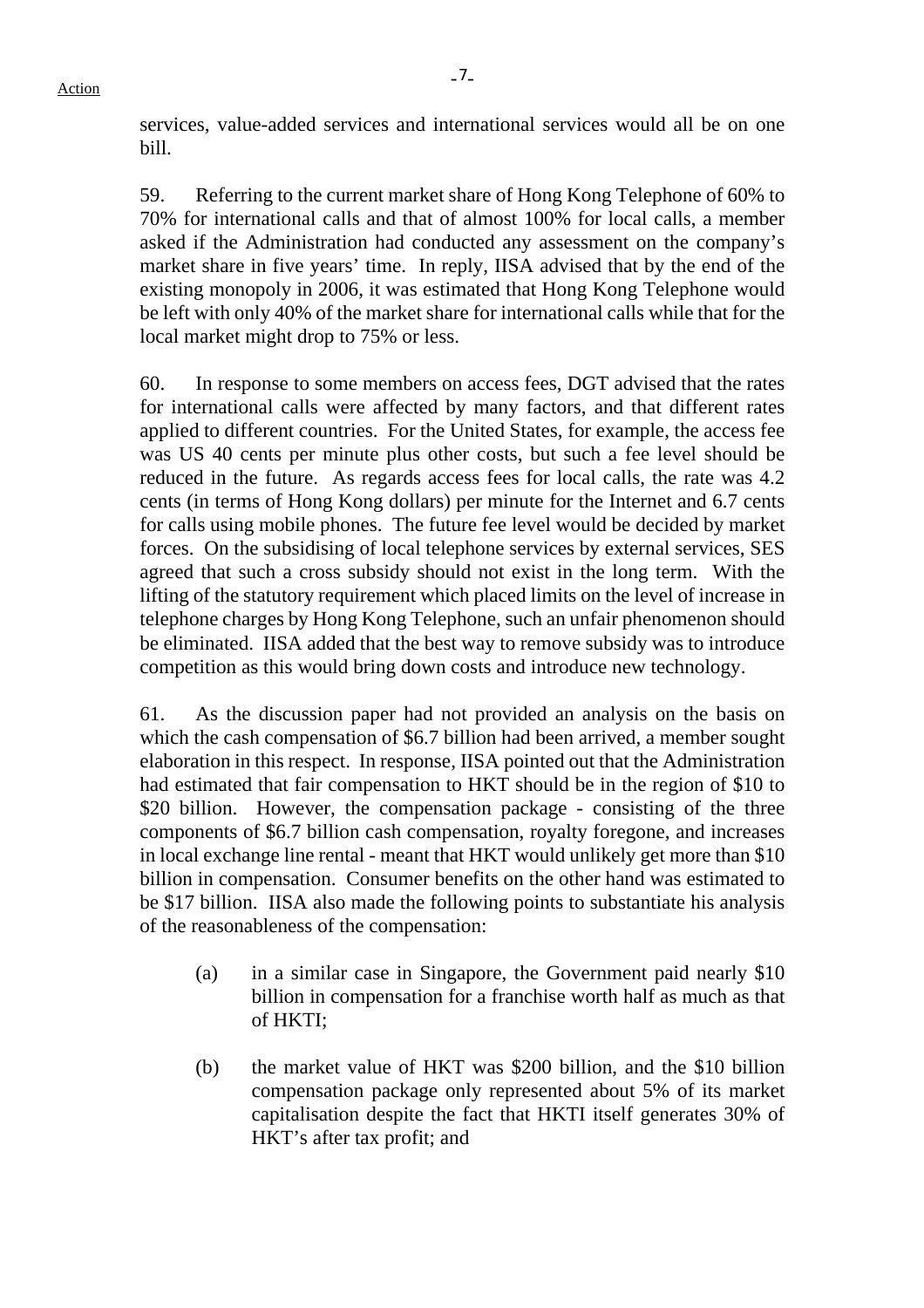services, value-added services and international services would all be on one bill.

59. Referring to the current market share of Hong Kong Telephone of 60% to 70% for international calls and that of almost 100% for local calls, a member asked if the Administration had conducted any assessment on the company's market share in five years' time. In reply, IISA advised that by the end of the existing monopoly in 2006, it was estimated that Hong Kong Telephone would be left with only 40% of the market share for international calls while that for the local market might drop to 75% or less.

60. In response to some members on access fees, DGT advised that the rates for international calls were affected by many factors, and that different rates applied to different countries. For the United States, for example, the access fee was US 40 cents per minute plus other costs, but such a fee level should be reduced in the future. As regards access fees for local calls, the rate was 4.2 cents (in terms of Hong Kong dollars) per minute for the Internet and 6.7 cents for calls using mobile phones. The future fee level would be decided by market forces. On the subsidising of local telephone services by external services, SES agreed that such a cross subsidy should not exist in the long term. With the lifting of the statutory requirement which placed limits on the level of increase in telephone charges by Hong Kong Telephone, such an unfair phenomenon should be eliminated. IISA added that the best way to remove subsidy was to introduce competition as this would bring down costs and introduce new technology.

61. As the discussion paper had not provided an analysis on the basis on which the cash compensation of $6.7 billion had been arrived, a member sought elaboration in this respect. In response, IISA pointed out that the Administration had estimated that fair compensation to HKT should be in the region of $10 to $20 billion. However, the compensation package - consisting of the three components of $6.7 billion cash compensation, royalty foregone, and increases in local exchange line rental - meant that HKT would unlikely get more than $10 billion in compensation. Consumer benefits on the other hand was estimated to be $17 billion. IISA also made the following points to substantiate his analysis of the reasonableness of the compensation:

(a) in a similar case in Singapore, the Government paid nearly $10 billion in compensation for a franchise worth half as much as that of HKTI;

(b) the market value of HKT was $200 billion, and the $10 billion compensation package only represented about 5% of its market capitalisation despite the fact that HKTI itself generates 30% of HKT's after tax profit; and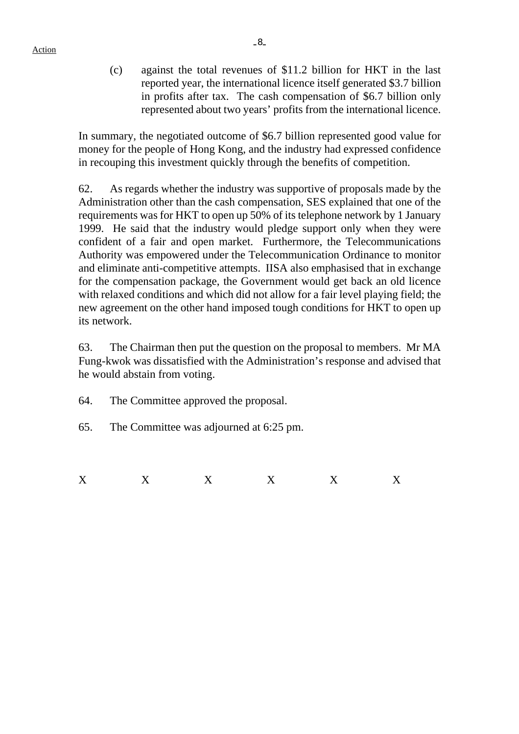Action

(c) against the total revenues of $11.2 billion for HKT in the last reported year, the international licence itself generated $3.7 billion in profits after tax. The cash compensation of $6.7 billion only represented about two years' profits from the international licence.

In summary, the negotiated outcome of $6.7 billion represented good value for money for the people of Hong Kong, and the industry had expressed confidence in recouping this investment quickly through the benefits of competition.

62. As regards whether the industry was supportive of proposals made by the Administration other than the cash compensation, SES explained that one of the requirements was for HKT to open up 50% of its telephone network by 1 January 1999. He said that the industry would pledge support only when they were confident of a fair and open market. Furthermore, the Telecommunications Authority was empowered under the Telecommunication Ordinance to monitor and eliminate anti-competitive attempts. IISA also emphasised that in exchange for the compensation package, the Government would get back an old licence with relaxed conditions and which did not allow for a fair level playing field; the new agreement on the other hand imposed tough conditions for HKT to open up its network.

63. The Chairman then put the question on the proposal to members. Mr MA Fung-kwok was dissatisfied with the Administration's response and advised that he would abstain from voting.

64. The Committee approved the proposal.

65. The Committee was adjourned at 6:25 pm.

X X X X X X